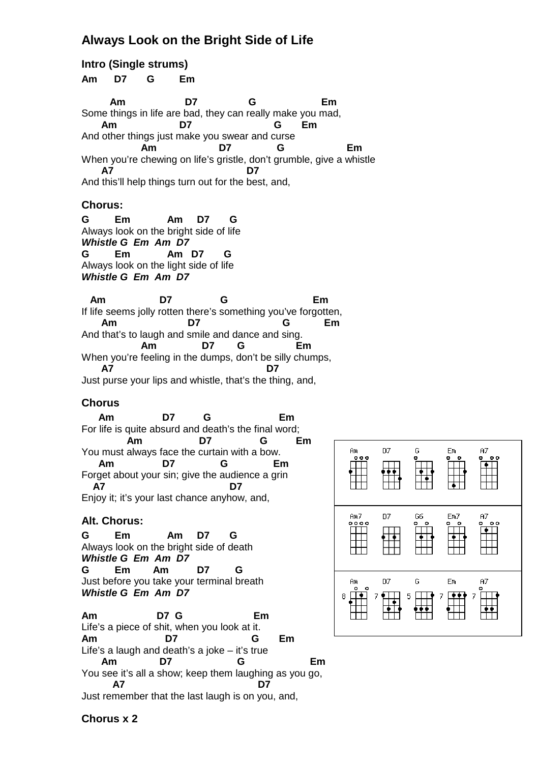# Always Look on the Bright Side of Life

## Intro (Single strums)

**Am D7 G Em**

```
       Am                  D7               G                   Em
Some things in life are bad, they can really make you mad,
     Am                 D7                        G       Em
And other things just make you swear and curse
                Am                 D7            G                 Em
When you're chewing on life's gristle, don't grumble, give a whistle
     A7                                        D7
And this'll help things turn out for the best, and,
```

## Chorus:

```
G        Em           Am     D7      G
Always look on the bright side of life
```

***Whistle G Em Am D7***

```
G        Em           Am   D7      G
Always look on the light side of life
```

***Whistle G Em Am D7***

```
  Am                D7              G                       Em
If life seems jolly rotten there's something you've forgotten,
     Am                    D7                         G          Em
And that's to laugh and smile and dance and sing.
                Am              D7       G              Em
When you're feeling in the dumps, don't be silly chumps,
     A7                                        D7
Just purse your lips and whistle, that's the thing, and,
```

## Chorus

```
    Am              D7        G                   Em
For life is quite absurd and death's the final word;
           Am                 D7              G        Em
You must always face the curtain with a bow.
    Am              D7            G             Em
Forget about your sin; give the audience a grin
   A7                                D7
Enjoy it; it's your last chance anyhow, and,
```

## Alt. Chorus:

```
G        Em           Am     D7      G
Always look on the bright side of death
```

***Whistle G Em Am D7***

```
G        Em       Am        D7        G
Just before you take your terminal breath
```

***Whistle G Em Am D7***

```
Am                 D7  G                    Em
Life's a piece of shit, when you look at it.
Am                  D7                     G      Em
Life's a laugh and death's a joke – it's true
     Am            D7                 G                    Em
You see it's all a show; keep them laughing as you go,
       A7                                     D7
Just remember that the last laugh is on you, and,
```

## Chorus x 2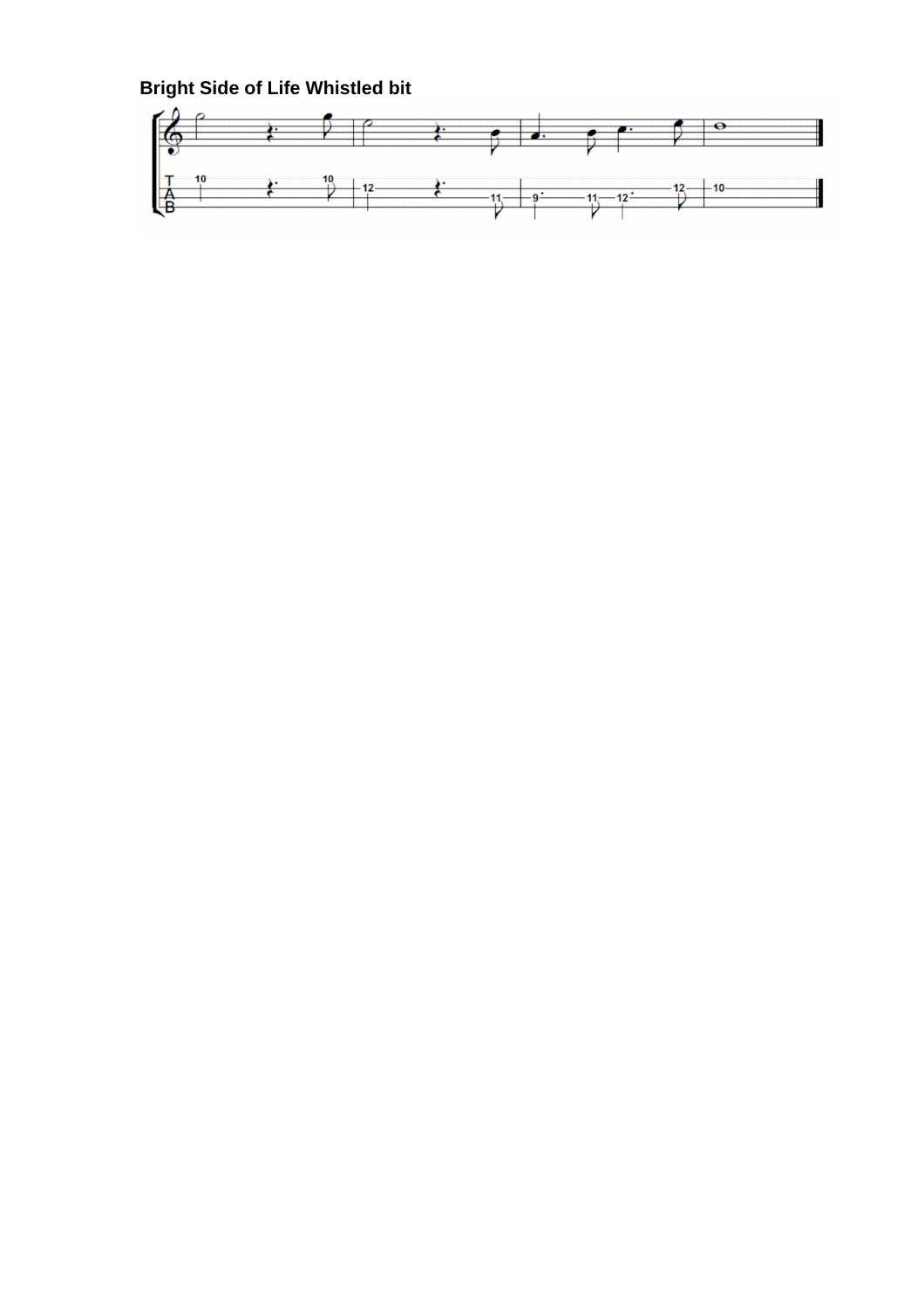**Bright Side of Life Whistled bit**